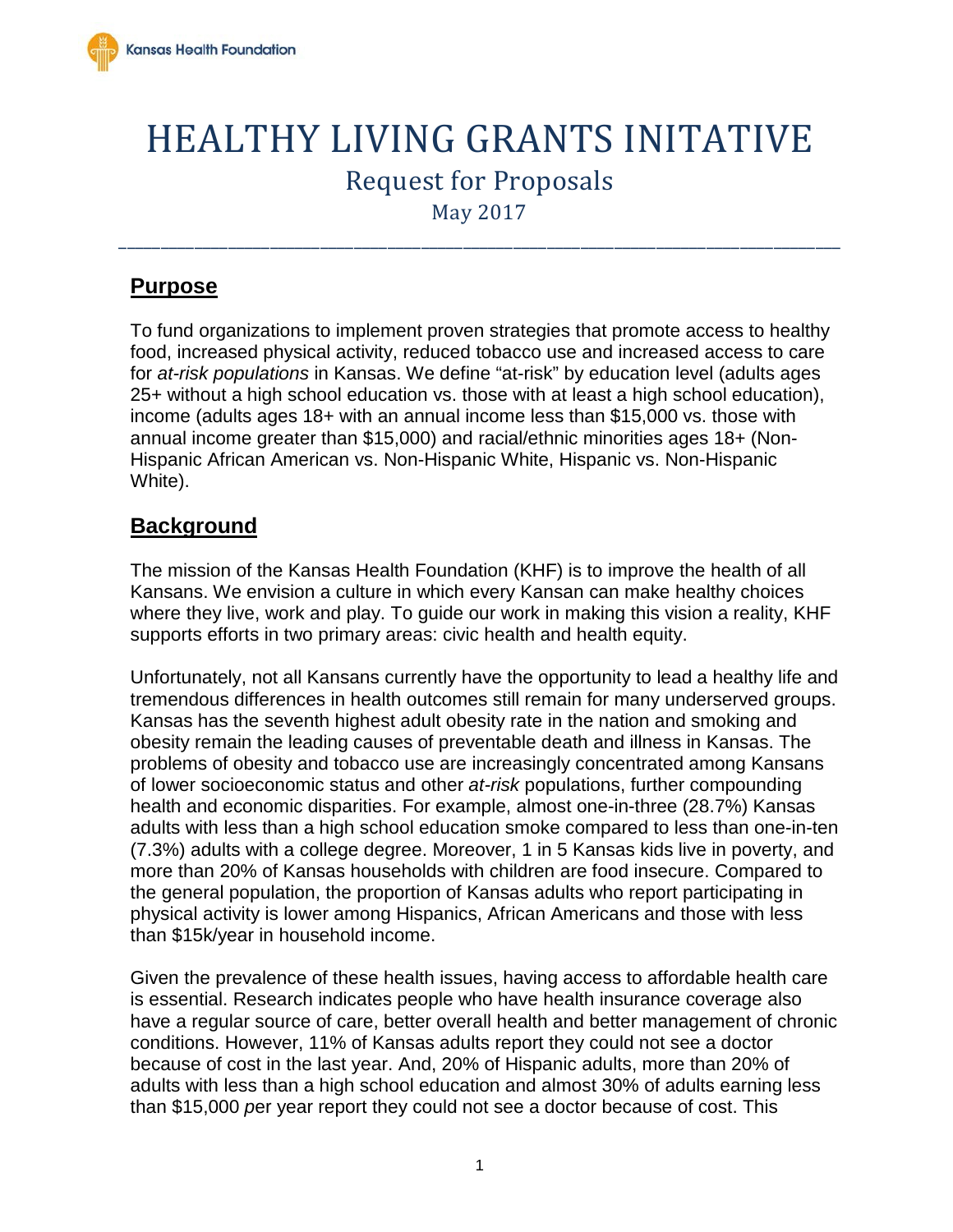# HEALTHY LIVING GRANTS INITATIVE

## Request for Proposals

May 2017

## Purpose

To fund organizations to implement proven strategies that promote access to healthy food, increased physical activity, reduced tobacco use and increased access to care for *at-risk populations* in Kansas. We define "at-risk" by education level (adults ages 25+ without a high school education vs. those with at least a high school education), income (adults ages 18+ with an annual income less than $15,000 vs. those with annual income greater than $15,000) and racial/ethnic minorities ages 18+ (Non-Hispanic African American vs. Non-Hispanic White, Hispanic vs. Non-Hispanic White).

## Background

The mission of the Kansas Health Foundation (KHF) is to improve the health of all Kansans. We envision a culture in which every Kansan can make healthy choices where they live, work and play. To guide our work in making this vision a reality, KHF supports efforts in two primary areas: civic health and health equity.

Unfortunately, not all Kansans currently have the opportunity to lead a healthy life and tremendous differences in health outcomes still remain for many underserved groups. Kansas has the seventh highest adult obesity rate in the nation and smoking and obesity remain the leading causes of preventable death and illness in Kansas. The problems of obesity and tobacco use are increasingly concentrated among Kansans of lower socioeconomic status and other *at-risk* populations, further compounding health and economic disparities. For example, almost one-in-three (28.7%) Kansas adults with less than a high school education smoke compared to less than one-in-ten (7.3%) adults with a college degree. Moreover, 1 in 5 Kansas kids live in poverty, and more than 20% of Kansas households with children are food insecure. Compared to the general population, the proportion of Kansas adults who report participating in physical activity is lower among Hispanics, African Americans and those with less than $15k/year in household income.

Given the prevalence of these health issues, having access to affordable health care is essential. Research indicates people who have health insurance coverage also have a regular source of care, better overall health and better management of chronic conditions. However, 11% of Kansas adults report they could not see a doctor because of cost in the last year. And, 20% of Hispanic adults, more than 20% of adults with less than a high school education and almost 30% of adults earning less than $15,000 per year report they could not see a doctor because of cost. This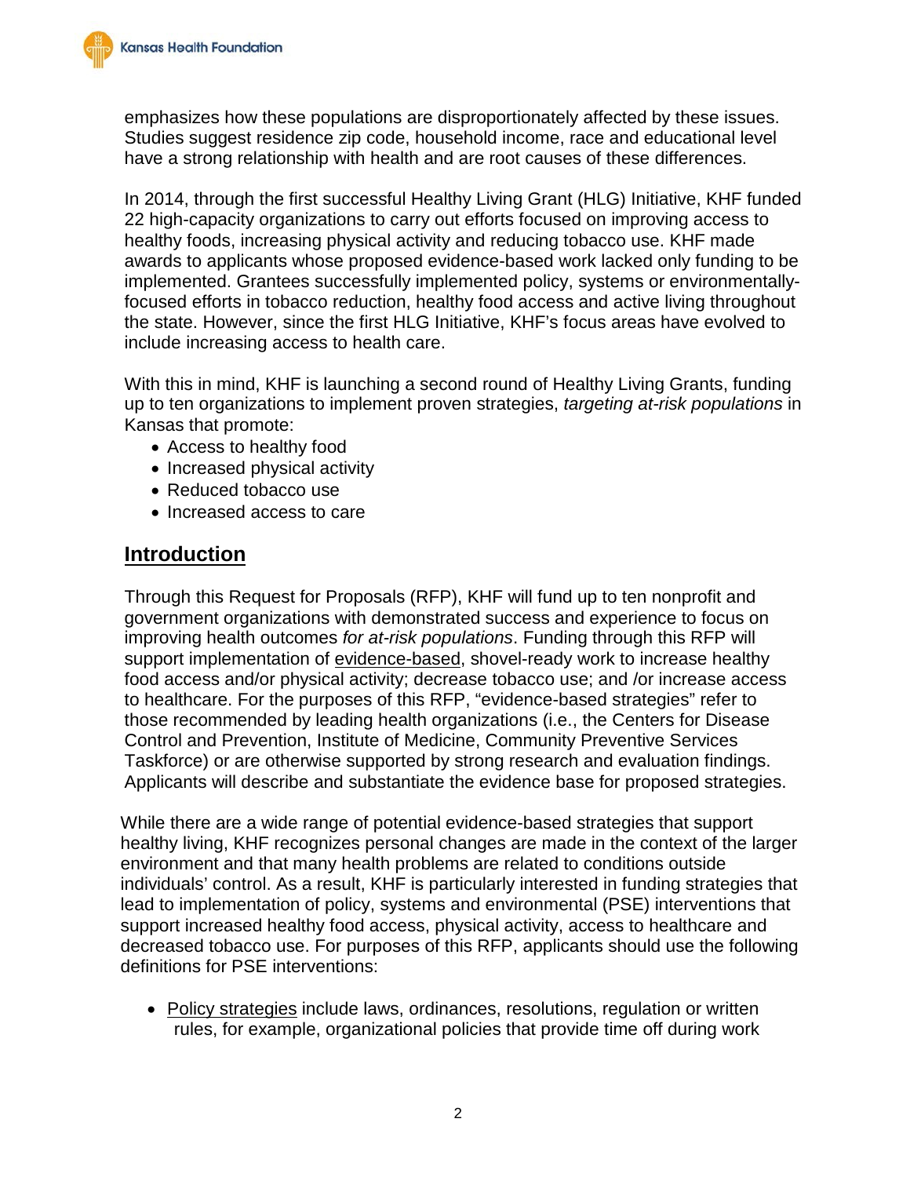emphasizes how these populations are disproportionately affected by these issues. Studies suggest residence zip code, household income, race and educational level have a strong relationship with health and are root causes of these differences.

In 2014, through the first successful Healthy Living Grant (HLG) Initiative, KHF funded 22 high-capacity organizations to carry out efforts focused on improving access to healthy foods, increasing physical activity and reducing tobacco use. KHF made awards to applicants whose proposed evidence-based work lacked only funding to be implemented. Grantees successfully implemented policy, systems or environmentally-focused efforts in tobacco reduction, healthy food access and active living throughout the state. However, since the first HLG Initiative, KHF's focus areas have evolved to include increasing access to health care.

With this in mind, KHF is launching a second round of Healthy Living Grants, funding up to ten organizations to implement proven strategies, *targeting at-risk populations* in Kansas that promote:

- Access to healthy food
- Increased physical activity
- Reduced tobacco use
- Increased access to care

## Introduction

Through this Request for Proposals (RFP), KHF will fund up to ten nonprofit and government organizations with demonstrated success and experience to focus on improving health outcomes *for at-risk populations*. Funding through this RFP will support implementation of evidence-based, shovel-ready work to increase healthy food access and/or physical activity; decrease tobacco use; and /or increase access to healthcare. For the purposes of this RFP, "evidence-based strategies" refer to those recommended by leading health organizations (i.e., the Centers for Disease Control and Prevention, Institute of Medicine, Community Preventive Services Taskforce) or are otherwise supported by strong research and evaluation findings. Applicants will describe and substantiate the evidence base for proposed strategies.

While there are a wide range of potential evidence-based strategies that support healthy living, KHF recognizes personal changes are made in the context of the larger environment and that many health problems are related to conditions outside individuals' control. As a result, KHF is particularly interested in funding strategies that lead to implementation of policy, systems and environmental (PSE) interventions that support increased healthy food access, physical activity, access to healthcare and decreased tobacco use. For purposes of this RFP, applicants should use the following definitions for PSE interventions:

- Policy strategies include laws, ordinances, resolutions, regulation or written rules, for example, organizational policies that provide time off during work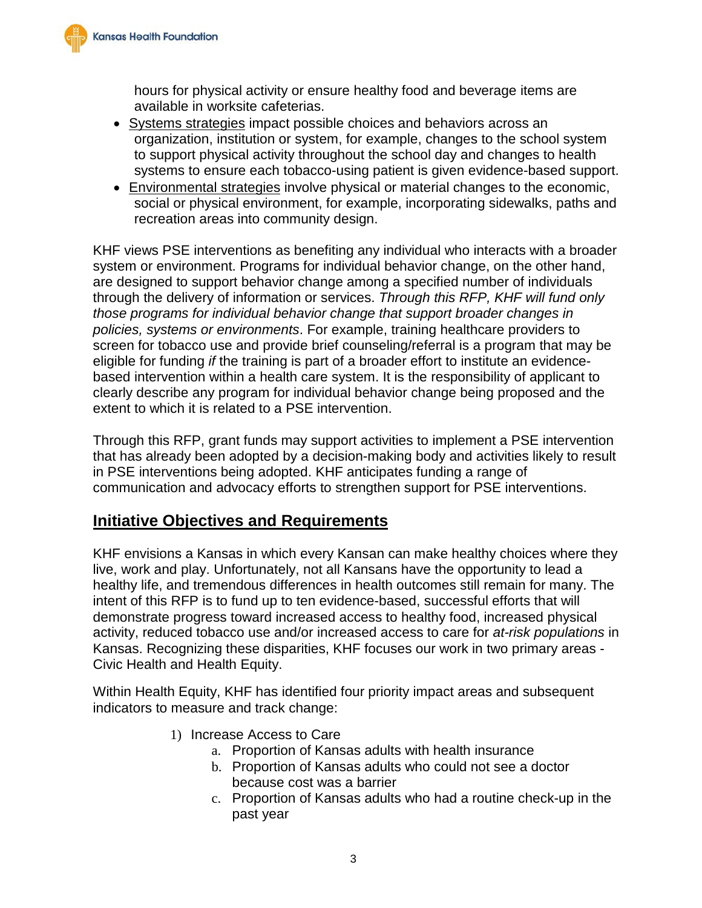hours for physical activity or ensure healthy food and beverage items are available in worksite cafeterias.

- Systems strategies impact possible choices and behaviors across an organization, institution or system, for example, changes to the school system to support physical activity throughout the school day and changes to health systems to ensure each tobacco-using patient is given evidence-based support.
- Environmental strategies involve physical or material changes to the economic, social or physical environment, for example, incorporating sidewalks, paths and recreation areas into community design.

KHF views PSE interventions as benefiting any individual who interacts with a broader system or environment. Programs for individual behavior change, on the other hand, are designed to support behavior change among a specified number of individuals through the delivery of information or services. *Through this RFP, KHF will fund only those programs for individual behavior change that support broader changes in policies, systems or environments*. For example, training healthcare providers to screen for tobacco use and provide brief counseling/referral is a program that may be eligible for funding *if* the training is part of a broader effort to institute an evidence-based intervention within a health care system. It is the responsibility of applicant to clearly describe any program for individual behavior change being proposed and the extent to which it is related to a PSE intervention.

Through this RFP, grant funds may support activities to implement a PSE intervention that has already been adopted by a decision-making body and activities likely to result in PSE interventions being adopted. KHF anticipates funding a range of communication and advocacy efforts to strengthen support for PSE interventions.

## Initiative Objectives and Requirements

KHF envisions a Kansas in which every Kansan can make healthy choices where they live, work and play. Unfortunately, not all Kansans have the opportunity to lead a healthy life, and tremendous differences in health outcomes still remain for many. The intent of this RFP is to fund up to ten evidence-based, successful efforts that will demonstrate progress toward increased access to healthy food, increased physical activity, reduced tobacco use and/or increased access to care for *at-risk populations* in Kansas. Recognizing these disparities, KHF focuses our work in two primary areas - Civic Health and Health Equity.

Within Health Equity, KHF has identified four priority impact areas and subsequent indicators to measure and track change:

1) Increase Access to Care
    a. Proportion of Kansas adults with health insurance
    b. Proportion of Kansas adults who could not see a doctor because cost was a barrier
    c. Proportion of Kansas adults who had a routine check-up in the past year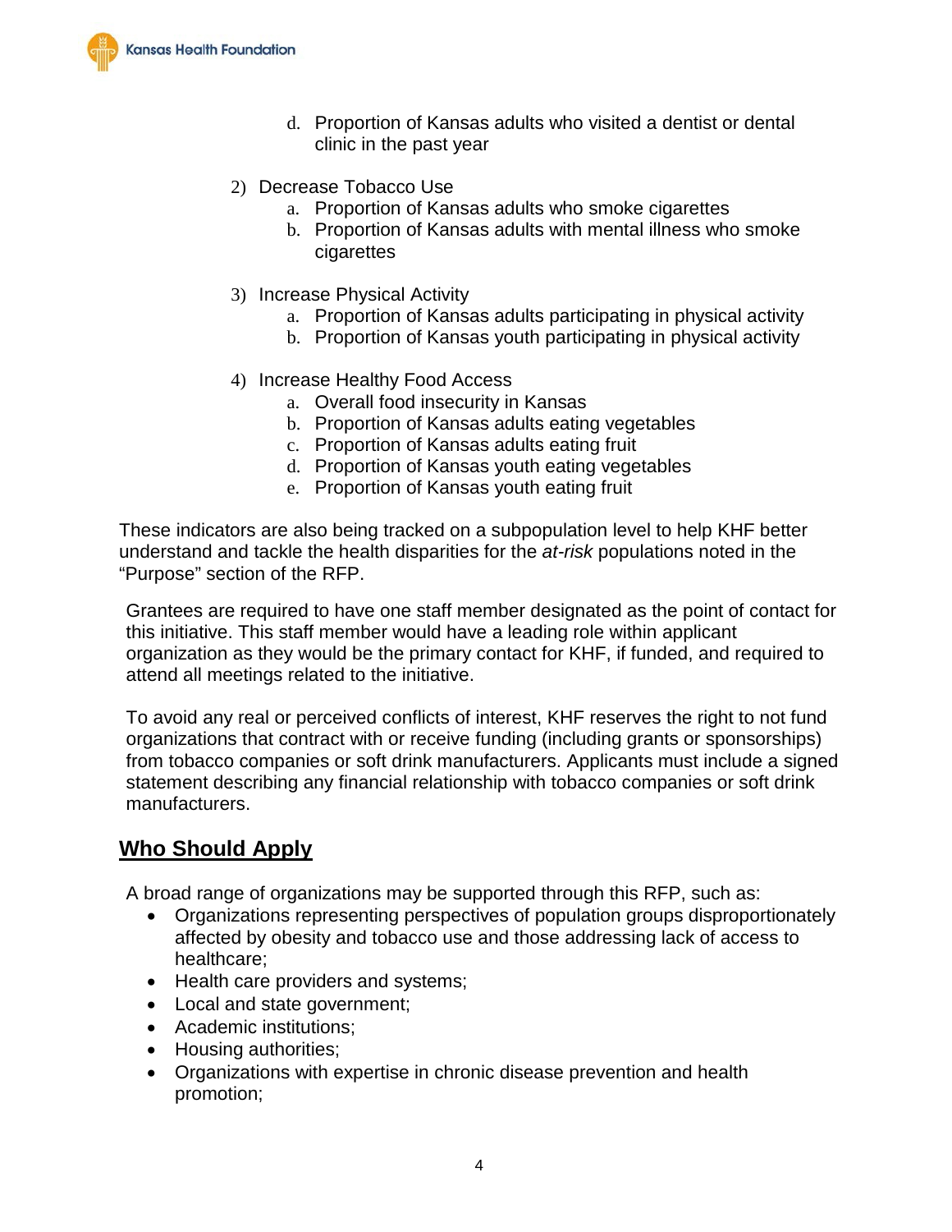d. Proportion of Kansas adults who visited a dentist or dental clinic in the past year

2) Decrease Tobacco Use
   a. Proportion of Kansas adults who smoke cigarettes
   b. Proportion of Kansas adults with mental illness who smoke cigarettes

3) Increase Physical Activity
   a. Proportion of Kansas adults participating in physical activity
   b. Proportion of Kansas youth participating in physical activity

4) Increase Healthy Food Access
   a. Overall food insecurity in Kansas
   b. Proportion of Kansas adults eating vegetables
   c. Proportion of Kansas adults eating fruit
   d. Proportion of Kansas youth eating vegetables
   e. Proportion of Kansas youth eating fruit

These indicators are also being tracked on a subpopulation level to help KHF better understand and tackle the health disparities for the *at-risk* populations noted in the "Purpose" section of the RFP.

Grantees are required to have one staff member designated as the point of contact for this initiative. This staff member would have a leading role within applicant organization as they would be the primary contact for KHF, if funded, and required to attend all meetings related to the initiative.

To avoid any real or perceived conflicts of interest, KHF reserves the right to not fund organizations that contract with or receive funding (including grants or sponsorships) from tobacco companies or soft drink manufacturers. Applicants must include a signed statement describing any financial relationship with tobacco companies or soft drink manufacturers.

## **Who Should Apply**

A broad range of organizations may be supported through this RFP, such as:

- Organizations representing perspectives of population groups disproportionately affected by obesity and tobacco use and those addressing lack of access to healthcare;
- Health care providers and systems;
- Local and state government;
- Academic institutions;
- Housing authorities;
- Organizations with expertise in chronic disease prevention and health promotion;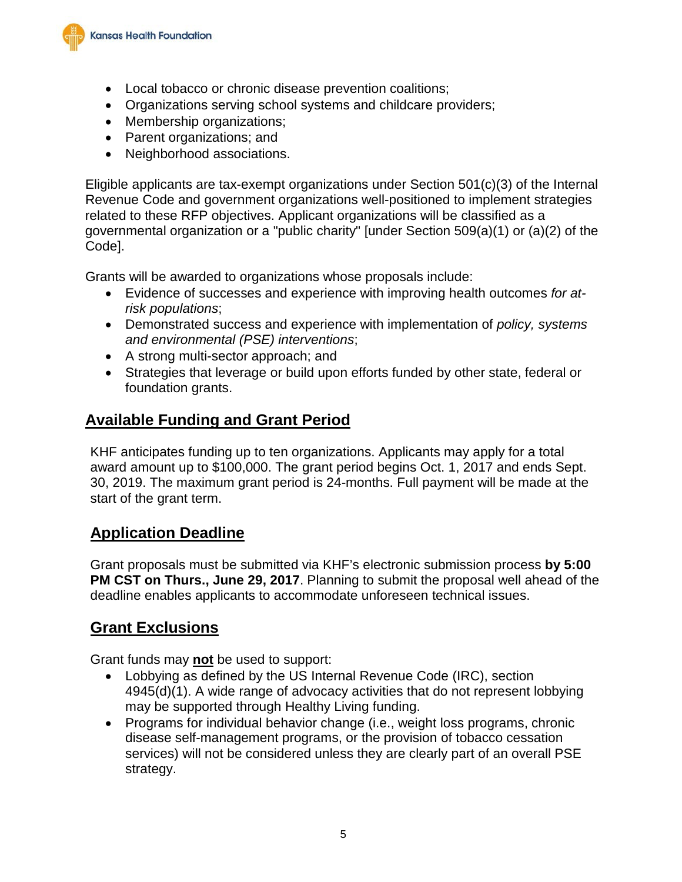- Local tobacco or chronic disease prevention coalitions;
- Organizations serving school systems and childcare providers;
- Membership organizations;
- Parent organizations; and
- Neighborhood associations.

Eligible applicants are tax-exempt organizations under Section 501(c)(3) of the Internal Revenue Code and government organizations well-positioned to implement strategies related to these RFP objectives. Applicant organizations will be classified as a governmental organization or a "public charity" [under Section 509(a)(1) or (a)(2) of the Code].

Grants will be awarded to organizations whose proposals include:

- Evidence of successes and experience with improving health outcomes *for at-risk populations*;
- Demonstrated success and experience with implementation of *policy, systems and environmental (PSE) interventions*;
- A strong multi-sector approach; and
- Strategies that leverage or build upon efforts funded by other state, federal or foundation grants.

## Available Funding and Grant Period

KHF anticipates funding up to ten organizations. Applicants may apply for a total award amount up to $100,000. The grant period begins Oct. 1, 2017 and ends Sept. 30, 2019. The maximum grant period is 24-months. Full payment will be made at the start of the grant term.

## Application Deadline

Grant proposals must be submitted via KHF's electronic submission process **by 5:00 PM CST on Thurs., June 29, 2017**. Planning to submit the proposal well ahead of the deadline enables applicants to accommodate unforeseen technical issues.

## Grant Exclusions

Grant funds may **not** be used to support:

- Lobbying as defined by the US Internal Revenue Code (IRC), section 4945(d)(1). A wide range of advocacy activities that do not represent lobbying may be supported through Healthy Living funding.
- Programs for individual behavior change (i.e., weight loss programs, chronic disease self-management programs, or the provision of tobacco cessation services) will not be considered unless they are clearly part of an overall PSE strategy.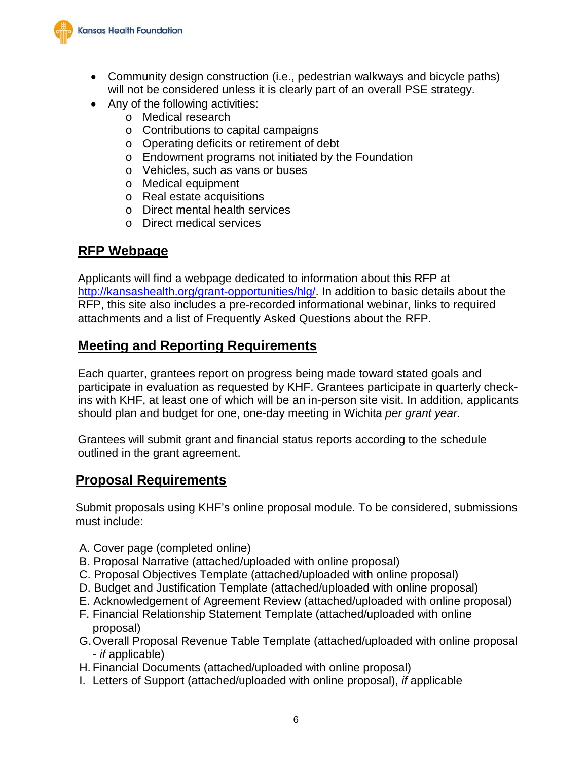- Community design construction (i.e., pedestrian walkways and bicycle paths) will not be considered unless it is clearly part of an overall PSE strategy.
- Any of the following activities:
    - Medical research
    - Contributions to capital campaigns
    - Operating deficits or retirement of debt
    - Endowment programs not initiated by the Foundation
    - Vehicles, such as vans or buses
    - Medical equipment
    - Real estate acquisitions
    - Direct mental health services
    - Direct medical services

## RFP Webpage

Applicants will find a webpage dedicated to information about this RFP at [http://kansashealth.org/grant-opportunities/hlg/](http://kansashealth.org/grant-opportunities/hlg/). In addition to basic details about the RFP, this site also includes a pre-recorded informational webinar, links to required attachments and a list of Frequently Asked Questions about the RFP.

## Meeting and Reporting Requirements

Each quarter, grantees report on progress being made toward stated goals and participate in evaluation as requested by KHF. Grantees participate in quarterly check-ins with KHF, at least one of which will be an in-person site visit. In addition, applicants should plan and budget for one, one-day meeting in Wichita *per grant year*.

Grantees will submit grant and financial status reports according to the schedule outlined in the grant agreement.

## Proposal Requirements

Submit proposals using KHF's online proposal module. To be considered, submissions must include:

A. Cover page (completed online)
B. Proposal Narrative (attached/uploaded with online proposal)
C. Proposal Objectives Template (attached/uploaded with online proposal)
D. Budget and Justification Template (attached/uploaded with online proposal)
E. Acknowledgement of Agreement Review (attached/uploaded with online proposal)
F. Financial Relationship Statement Template (attached/uploaded with online proposal)
G. Overall Proposal Revenue Table Template (attached/uploaded with online proposal - *if* applicable)
H. Financial Documents (attached/uploaded with online proposal)
I. Letters of Support (attached/uploaded with online proposal), *if* applicable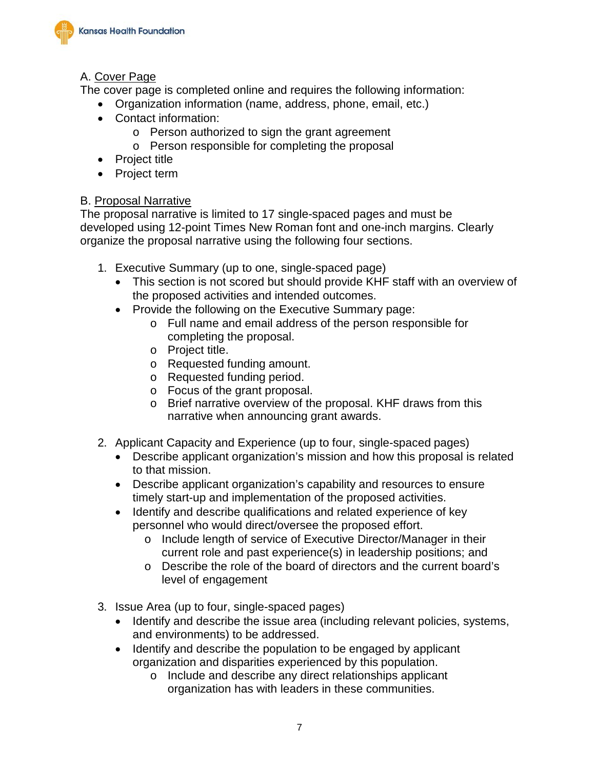A. <u>Cover Page</u>

The cover page is completed online and requires the following information:

- Organization information (name, address, phone, email, etc.)
- Contact information:
  - Person authorized to sign the grant agreement
  - Person responsible for completing the proposal
- Project title
- Project term

B. <u>Proposal Narrative</u>

The proposal narrative is limited to 17 single-spaced pages and must be developed using 12-point Times New Roman font and one-inch margins. Clearly organize the proposal narrative using the following four sections.

1. Executive Summary (up to one, single-spaced page)
   - This section is not scored but should provide KHF staff with an overview of the proposed activities and intended outcomes.
   - Provide the following on the Executive Summary page:
     - Full name and email address of the person responsible for completing the proposal.
     - Project title.
     - Requested funding amount.
     - Requested funding period.
     - Focus of the grant proposal.
     - Brief narrative overview of the proposal. KHF draws from this narrative when announcing grant awards.

2. Applicant Capacity and Experience (up to four, single-spaced pages)
   - Describe applicant organization's mission and how this proposal is related to that mission.
   - Describe applicant organization's capability and resources to ensure timely start-up and implementation of the proposed activities.
   - Identify and describe qualifications and related experience of key personnel who would direct/oversee the proposed effort.
     - Include length of service of Executive Director/Manager in their current role and past experience(s) in leadership positions; and
     - Describe the role of the board of directors and the current board's level of engagement

3. Issue Area (up to four, single-spaced pages)
   - Identify and describe the issue area (including relevant policies, systems, and environments) to be addressed.
   - Identify and describe the population to be engaged by applicant organization and disparities experienced by this population.
     - Include and describe any direct relationships applicant organization has with leaders in these communities.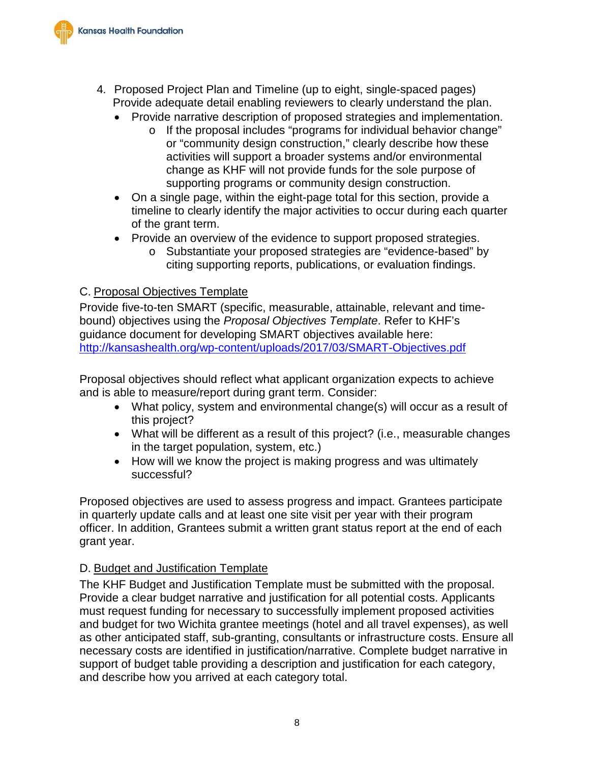4. Proposed Project Plan and Timeline (up to eight, single-spaced pages) Provide adequate detail enabling reviewers to clearly understand the plan.
   - Provide narrative description of proposed strategies and implementation.
     - If the proposal includes "programs for individual behavior change" or "community design construction," clearly describe how these activities will support a broader systems and/or environmental change as KHF will not provide funds for the sole purpose of supporting programs or community design construction.
   - On a single page, within the eight-page total for this section, provide a timeline to clearly identify the major activities to occur during each quarter of the grant term.
   - Provide an overview of the evidence to support proposed strategies.
     - Substantiate your proposed strategies are "evidence-based" by citing supporting reports, publications, or evaluation findings.

C. <u>Proposal Objectives Template</u>

Provide five-to-ten SMART (specific, measurable, attainable, relevant and time-bound) objectives using the *Proposal Objectives Template*. Refer to KHF's guidance document for developing SMART objectives available here: [http://kansashealth.org/wp-content/uploads/2017/03/SMART-Objectives.pdf](http://kansashealth.org/wp-content/uploads/2017/03/SMART-Objectives.pdf)

Proposal objectives should reflect what applicant organization expects to achieve and is able to measure/report during grant term. Consider:

- What policy, system and environmental change(s) will occur as a result of this project?
- What will be different as a result of this project? (i.e., measurable changes in the target population, system, etc.)
- How will we know the project is making progress and was ultimately successful?

Proposed objectives are used to assess progress and impact. Grantees participate in quarterly update calls and at least one site visit per year with their program officer. In addition, Grantees submit a written grant status report at the end of each grant year.

D. <u>Budget and Justification Template</u>

The KHF Budget and Justification Template must be submitted with the proposal. Provide a clear budget narrative and justification for all potential costs. Applicants must request funding for necessary to successfully implement proposed activities and budget for two Wichita grantee meetings (hotel and all travel expenses), as well as other anticipated staff, sub-granting, consultants or infrastructure costs. Ensure all necessary costs are identified in justification/narrative. Complete budget narrative in support of budget table providing a description and justification for each category, and describe how you arrived at each category total.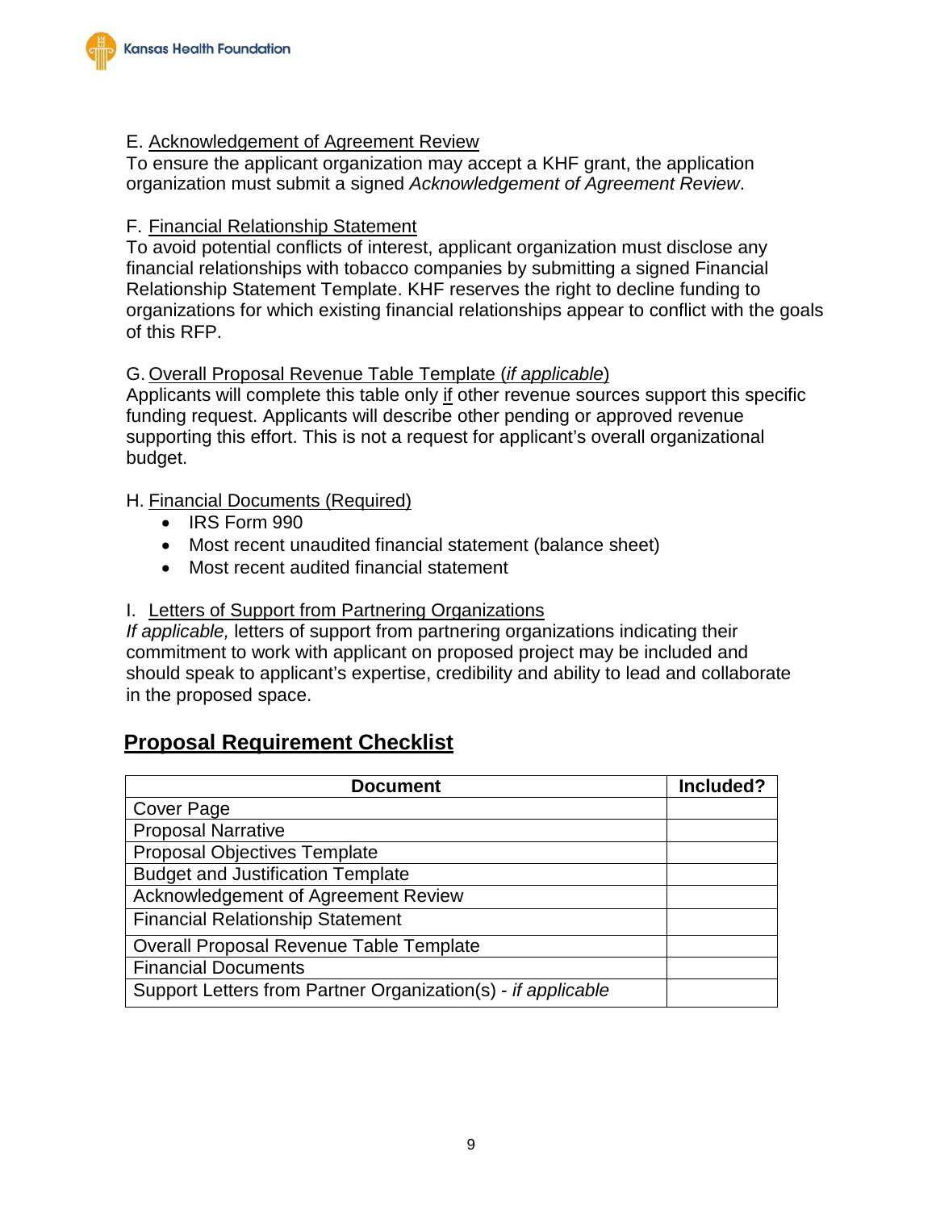E. Acknowledgement of Agreement Review
To ensure the applicant organization may accept a KHF grant, the application organization must submit a signed *Acknowledgement of Agreement Review*.

F. Financial Relationship Statement
To avoid potential conflicts of interest, applicant organization must disclose any financial relationships with tobacco companies by submitting a signed Financial Relationship Statement Template. KHF reserves the right to decline funding to organizations for which existing financial relationships appear to conflict with the goals of this RFP.

G. Overall Proposal Revenue Table Template (*if applicable*)
Applicants will complete this table only if other revenue sources support this specific funding request. Applicants will describe other pending or approved revenue supporting this effort. This is not a request for applicant's overall organizational budget.

H. Financial Documents (Required)

- IRS Form 990
- Most recent unaudited financial statement (balance sheet)
- Most recent audited financial statement

I. Letters of Support from Partnering Organizations
*If applicable,* letters of support from partnering organizations indicating their commitment to work with applicant on proposed project may be included and should speak to applicant's expertise, credibility and ability to lead and collaborate in the proposed space.

## **Proposal Requirement Checklist**

| Document | Included? |
|---|---|
| Cover Page | |
| Proposal Narrative | |
| Proposal Objectives Template | |
| Budget and Justification Template | |
| Acknowledgement of Agreement Review | |
| Financial Relationship Statement | |
| Overall Proposal Revenue Table Template | |
| Financial Documents | |
| Support Letters from Partner Organization(s) - *if applicable* | |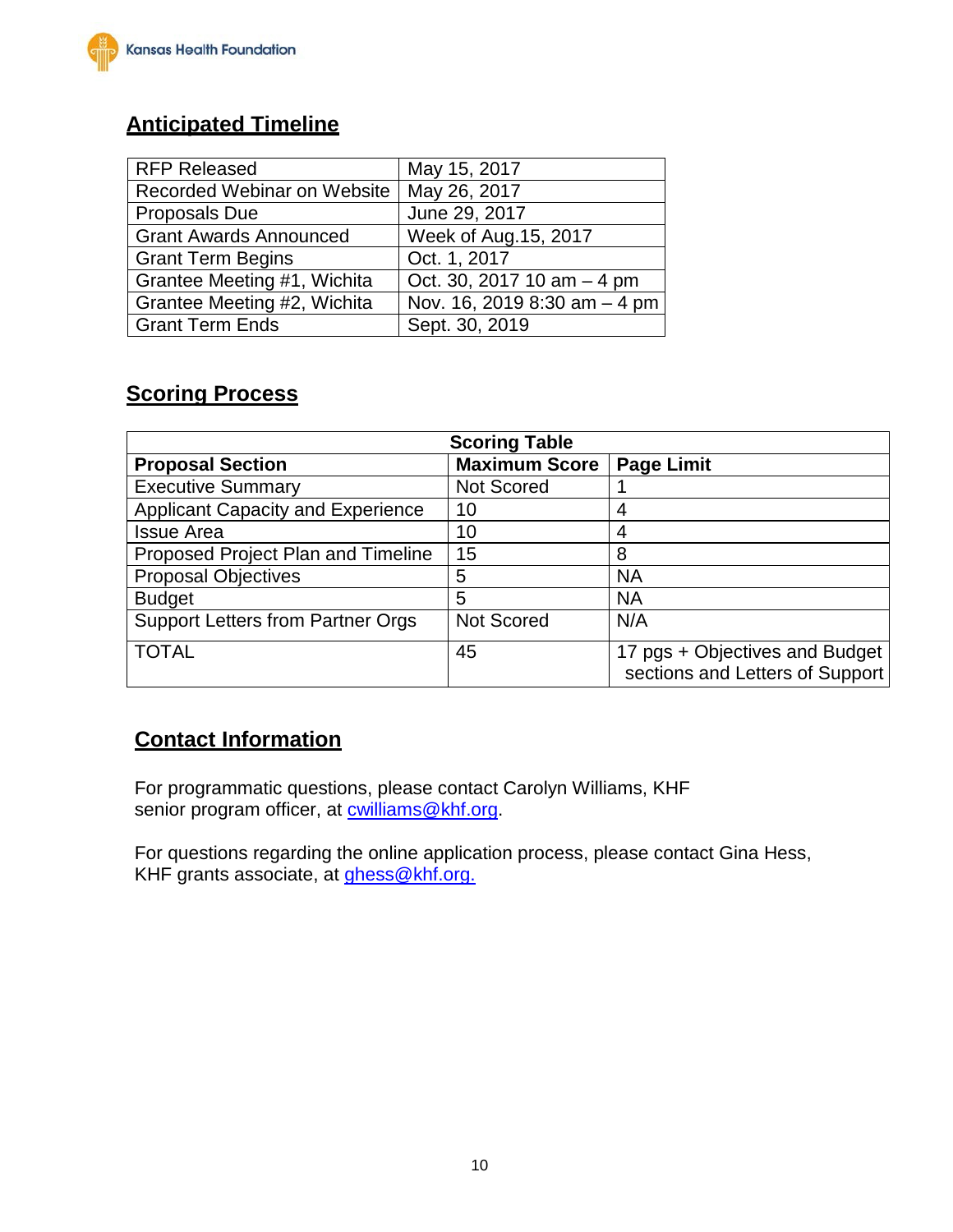## Anticipated Timeline

| | |
|---|---|
| RFP Released | May 15, 2017 |
| Recorded Webinar on Website | May 26, 2017 |
| Proposals Due | June 29, 2017 |
| Grant Awards Announced | Week of Aug.15, 2017 |
| Grant Term Begins | Oct. 1, 2017 |
| Grantee Meeting #1, Wichita | Oct. 30, 2017 10 am – 4 pm |
| Grantee Meeting #2, Wichita | Nov. 16, 2019 8:30 am – 4 pm |
| Grant Term Ends | Sept. 30, 2019 |

## Scoring Process

| Scoring Table | | |
|---|---|---|
| **Proposal Section** | **Maximum Score** | **Page Limit** |
| Executive Summary | Not Scored | 1 |
| Applicant Capacity and Experience | 10 | 4 |
| Issue Area | 10 | 4 |
| Proposed Project Plan and Timeline | 15 | 8 |
| Proposal Objectives | 5 | NA |
| Budget | 5 | NA |
| Support Letters from Partner Orgs | Not Scored | N/A |
| TOTAL | 45 | 17 pgs + Objectives and Budget sections and Letters of Support |

## Contact Information

For programmatic questions, please contact Carolyn Williams, KHF senior program officer, at cwilliams@khf.org.

For questions regarding the online application process, please contact Gina Hess, KHF grants associate, at ghess@khf.org.